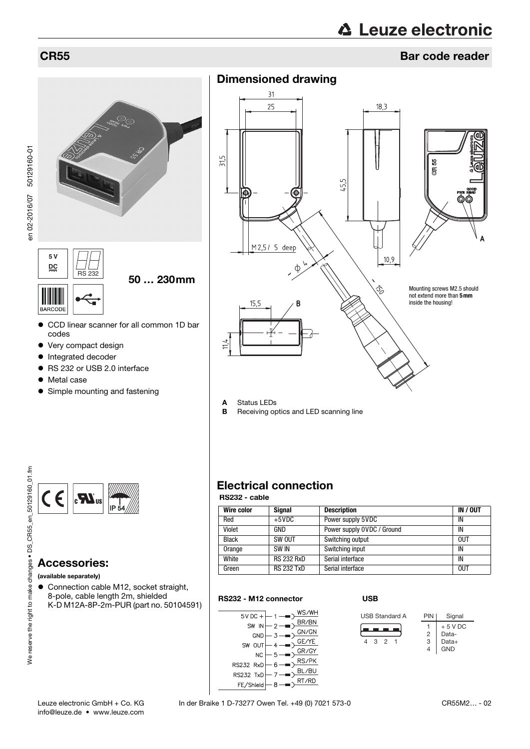# CR55

## Bar code reader

5 V DC

RS 232

BARCODE

**50 … 230mm**

- CCD linear scanner for all common 1D bar codes
- Very compact design
- Integrated decoder
- RS 232 or USB 2.0 interface
- Metal case
- Simple mounting and fastening

IP 54

## Accessories:

**(available separately)**

- Connection cable M12, socket straight, 8-pole, cable length 2m, shielded K-D M12A-8P-2m-PUR (part no. 50104591)

## Dimensioned drawing

M2,5 / 5 deep

Mounting screws M2.5 should not extend more than **5mm** inside the housing!

**A** Status LEDs
**B** Receiving optics and LED scanning line

## Electrical connection

**RS232 - cable**

| Wire color | Signal | Description | IN / OUT |
|---|---|---|---|
| Red | +5VDC | Power supply 5VDC | IN |
| Violet | GND | Power supply 0VDC / Ground | IN |
| Black | SW OUT | Switching output | OUT |
| Orange | SW IN | Switching input | IN |
| White | RS 232 RxD | Serial interface | IN |
| Green | RS 232 TxD | Serial interface | OUT |

**RS232 - M12 connector**

| Signal | Pin | Wire color |
|---|---|---|
| 5V DC + | 1 | WS/WH |
| SW IN | 2 | BR/BN |
| GND | 3 | GN/GN |
| SW OUT | 4 | GE/YE |
| NC | 5 | GR/GY |
| RS232 RxD | 6 | RS/PK |
| RS232 TxD | 7 | BL/BU |
| FE/Shield | 8 | RT/RD |

**USB**

USB Standard A

| PIN | Signal |
|---|---|
| 1 | + 5 V DC |
| 2 | Data- |
| 3 | Data+ |
| 4 | GND |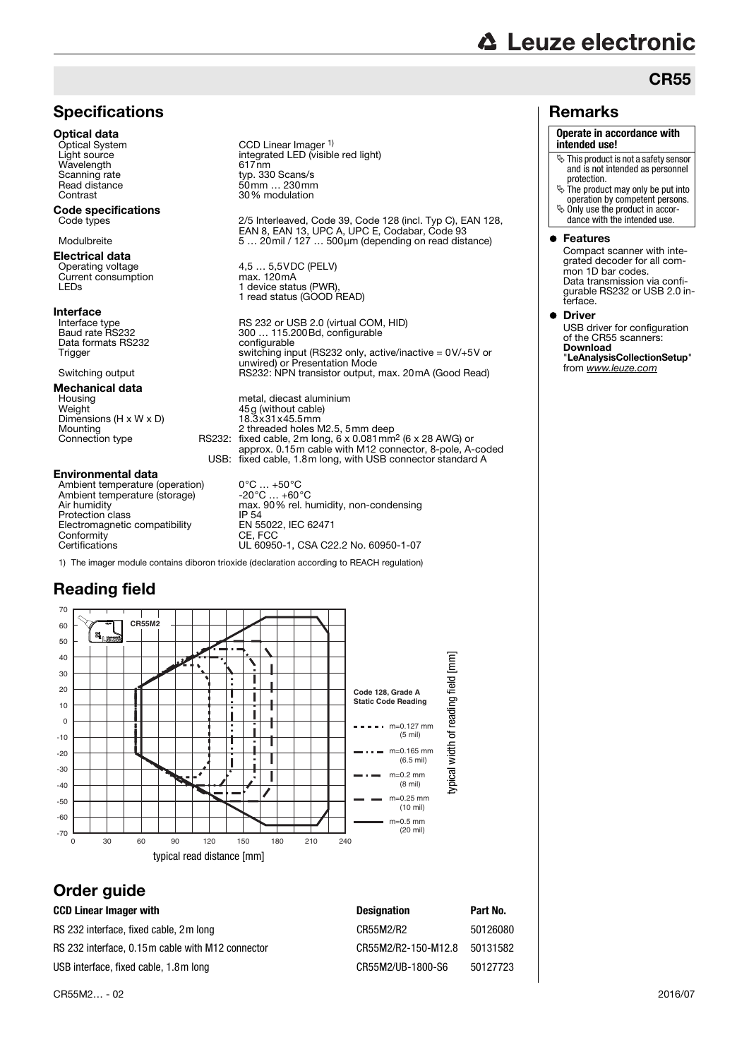# CR55

## Specifications

### Optical data

| | |
|---|---|
| Optical System | CCD Linear Imager [1] |
| Light source | integrated LED (visible red light) |
| Wavelength | 617nm |
| Scanning rate | typ. 330 Scans/s |
| Read distance | 50mm … 230mm |
| Contrast | 30% modulation |

### Code specifications

| | |
|---|---|
| Code types | 2/5 Interleaved, Code 39, Code 128 (incl. Typ C), EAN 128, EAN 8, EAN 13, UPC A, UPC E, Codabar, Code 93 |
| Modulbreite | 5 … 20mil / 127 … 500µm (depending on read distance) |

### Electrical data

| | |
|---|---|
| Operating voltage | 4,5 … 5,5VDC (PELV) |
| Current consumption | max. 120mA |
| LEDs | 1 device status (PWR), 1 read status (GOOD READ) |

### Interface

| | |
|---|---|
| Interface type | RS 232 or USB 2.0 (virtual COM, HID) |
| Baud rate RS232 | 300 … 115.200Bd, configurable |
| Data formats RS232 | configurable |
| Trigger | switching input (RS232 only, active/inactive = 0V/+5V or unwired) or Presentation Mode |
| Switching output | RS232: NPN transistor output, max. 20mA (Good Read) |

### Mechanical data

| | |
|---|---|
| Housing | metal, diecast aluminium |
| Weight | 45g (without cable) |
| Dimensions (H x W x D) | 18.3x31x45.5mm |
| Mounting | 2 threaded holes M2.5, 5mm deep |
| Connection type | RS232: fixed cable, 2m long, 6 x 0.081mm² (6 x 28 AWG) or approx. 0.15m cable with M12 connector, 8-pole, A-coded<br>USB: fixed cable, 1.8m long, with USB connector standard A |

### Environmental data

| | |
|---|---|
| Ambient temperature (operation) | 0°C … +50°C |
| Ambient temperature (storage) | -20°C … +60°C |
| Air humidity | max. 90% rel. humidity, non-condensing |
| Protection class | IP 54 |
| Electromagnetic compatibility | EN 55022, IEC 62471 |
| Conformity | CE, FCC |
| Certifications | UL 60950-1, CSA C22.2 No. 60950-1-07 |

1) The imager module contains diboron trioxide (declaration according to REACH regulation)

## Reading field

CR55M2

Code 128, Grade A
Static Code Reading

m=0.127 mm (5 mil)
m=0.165 mm (6.5 mil)
m=0.2 mm (8 mil)
m=0.25 mm (10 mil)
m=0.5 mm (20 mil)

typical width of reading field [mm]

typical read distance [mm]

## Order guide

| CCD Linear Imager with | Designation | Part No. |
|---|---|---|
| RS 232 interface, fixed cable, 2m long | CR55M2/R2 | 50126080 |
| RS 232 interface, 0.15m cable with M12 connector | CR55M2/R2-150-M12.8 | 50131582 |
| USB interface, fixed cable, 1.8m long | CR55M2/UB-1800-S6 | 50127723 |

## Remarks

**Operate in accordance with intended use!**

- This product is not a safety sensor and is not intended as personnel protection.
- The product may only be put into operation by competent persons.
- Only use the product in accordance with the intended use.

- **Features**
  Compact scanner with integrated decoder for all common 1D bar codes.
  Data transmission via configurable RS232 or USB 2.0 interface.
- **Driver**
  USB driver for configuration of the CR55 scanners:
  **Download**
  "**LeAnalysisCollectionSetup**" from *www.leuze.com*